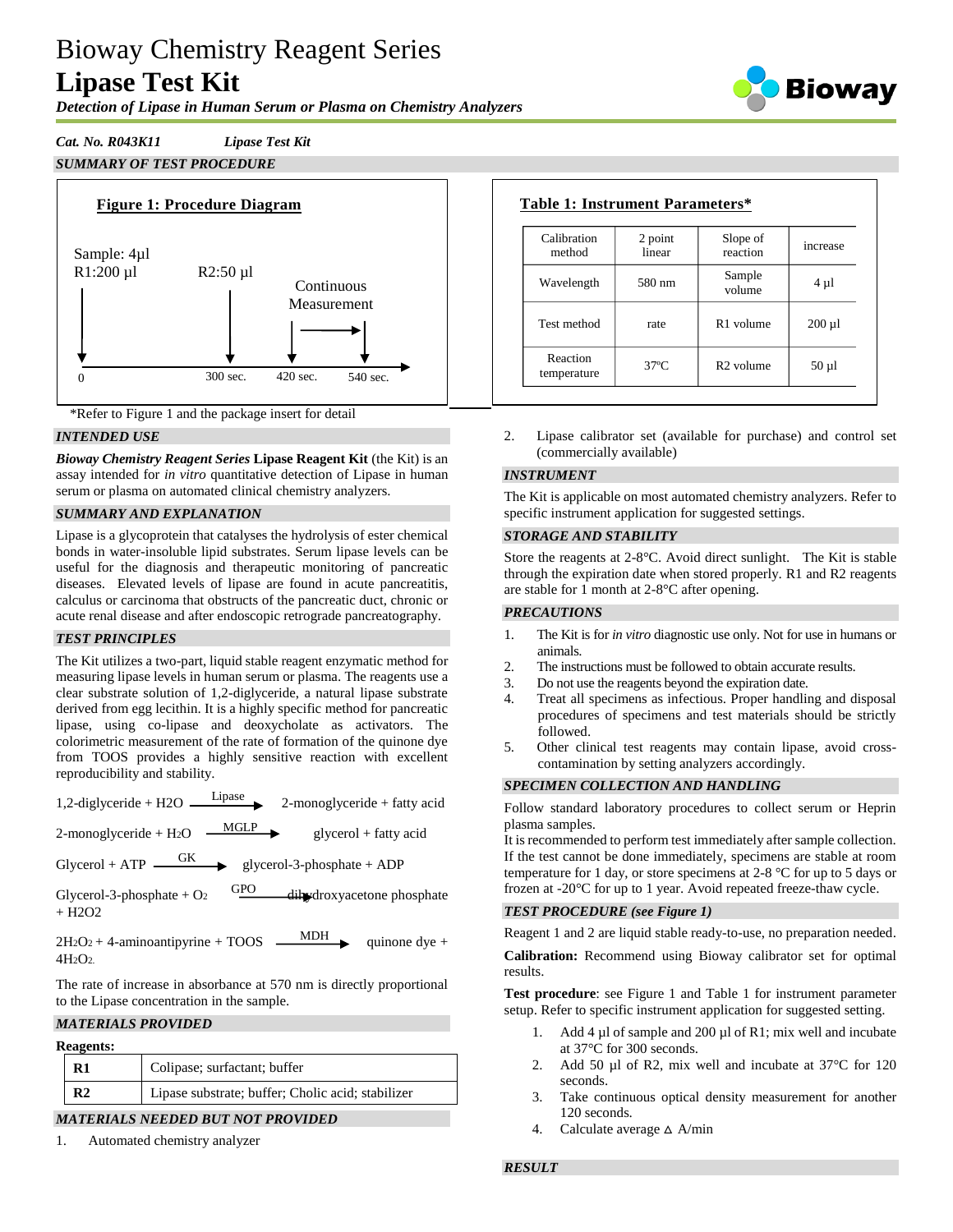# Bioway Chemistry Reagent Series

# Lipase Test Kit

***Detection of Lipase in Human Serum or Plasma on Chemistry Analyzers***

***Cat. No. R043K11*** ***Lipase Test Kit***

## SUMMARY OF TEST PROCEDURE

**Figure 1: Procedure Diagram**

Sample: 4µl
R1:200 µl — 0
R2:50 µl — 300 sec.
Continuous Measurement — 420 sec. → 540 sec.

*Refer to Figure 1 and the package insert for detail

**Table 1: Instrument Parameters***

| Calibration method | 2 point linear | Slope of reaction | increase |
|---|---|---|---|
| Wavelength | 580 nm | Sample volume | 4 µl |
| Test method | rate | R1 volume | 200 µl |
| Reaction temperature | 37ºC | R2 volume | 50 µl |

## INTENDED USE

***Bioway Chemistry Reagent Series*** **Lipase Reagent Kit** (the Kit) is an assay intended for *in vitro* quantitative detection of Lipase in human serum or plasma on automated clinical chemistry analyzers.

## SUMMARY AND EXPLANATION

Lipase is a glycoprotein that catalyses the hydrolysis of ester chemical bonds in water-insoluble lipid substrates. Serum lipase levels can be useful for the diagnosis and therapeutic monitoring of pancreatic diseases. Elevated levels of lipase are found in acute pancreatitis, calculus or carcinoma that obstructs of the pancreatic duct, chronic or acute renal disease and after endoscopic retrograde pancreatography.

## TEST PRINCIPLES

The Kit utilizes a two-part, liquid stable reagent enzymatic method for measuring lipase levels in human serum or plasma. The reagents use a clear substrate solution of 1,2-diglyceride, a natural lipase substrate derived from egg lecithin. It is a highly specific method for pancreatic lipase, using co-lipase and deoxycholate as activators. The colorimetric measurement of the rate of formation of the quinone dye from TOOS provides a highly sensitive reaction with excellent reproducibility and stability.

$$\text{1,2-diglyceride} + H_2O \xrightarrow{\text{Lipase}} \text{2-monoglyceride} + \text{fatty acid}$$

$$\text{2-monoglyceride} + H_2O \xrightarrow{\text{MGLP}} \text{glycerol} + \text{fatty acid}$$

$$\text{Glycerol} + \text{ATP} \xrightarrow{\text{GK}} \text{glycerol-3-phosphate} + \text{ADP}$$

$$\text{Glycerol-3-phosphate} + O_2 \xrightarrow{\text{GPO}} \text{dihydroxyacetone phosphate} + H_2O_2$$

$$2H_2O_2 + \text{4-aminoantipyrine} + \text{TOOS} \xrightarrow{\text{MDH}} \text{quinone dye} + 4H_2O_2$$

The rate of increase in absorbance at 570 nm is directly proportional to the Lipase concentration in the sample.

## MATERIALS PROVIDED

**Reagents:**

| | |
|---|---|
| **R1** | Colipase; surfactant; buffer |
| **R2** | Lipase substrate; buffer; Cholic acid; stabilizer |

## MATERIALS NEEDED BUT NOT PROVIDED

1. Automated chemistry analyzer
2. Lipase calibrator set (available for purchase) and control set (commercially available)

## INSTRUMENT

The Kit is applicable on most automated chemistry analyzers. Refer to specific instrument application for suggested settings.

## STORAGE AND STABILITY

Store the reagents at 2-8°C. Avoid direct sunlight. The Kit is stable through the expiration date when stored properly. R1 and R2 reagents are stable for 1 month at 2-8°C after opening.

## PRECAUTIONS

1. The Kit is for *in vitro* diagnostic use only. Not for use in humans or animals.
2. The instructions must be followed to obtain accurate results.
3. Do not use the reagents beyond the expiration date.
4. Treat all specimens as infectious. Proper handling and disposal procedures of specimens and test materials should be strictly followed.
5. Other clinical test reagents may contain lipase, avoid cross-contamination by setting analyzers accordingly.

## SPECIMEN COLLECTION AND HANDLING

Follow standard laboratory procedures to collect serum or Heprin plasma samples.
It is recommended to perform test immediately after sample collection. If the test cannot be done immediately, specimens are stable at room temperature for 1 day, or store specimens at 2-8 °C for up to 5 days or frozen at -20°C for up to 1 year. Avoid repeated freeze-thaw cycle.

## TEST PROCEDURE (see Figure 1)

Reagent 1 and 2 are liquid stable ready-to-use, no preparation needed.

**Calibration:** Recommend using Bioway calibrator set for optimal results.

**Test procedure**: see Figure 1 and Table 1 for instrument parameter setup. Refer to specific instrument application for suggested setting.

1. Add 4 µl of sample and 200 µl of R1; mix well and incubate at 37°C for 300 seconds.
2. Add 50 µl of R2, mix well and incubate at 37°C for 120 seconds.
3. Take continuous optical density measurement for another 120 seconds.
4. Calculate average $\Delta$ A/min

## RESULT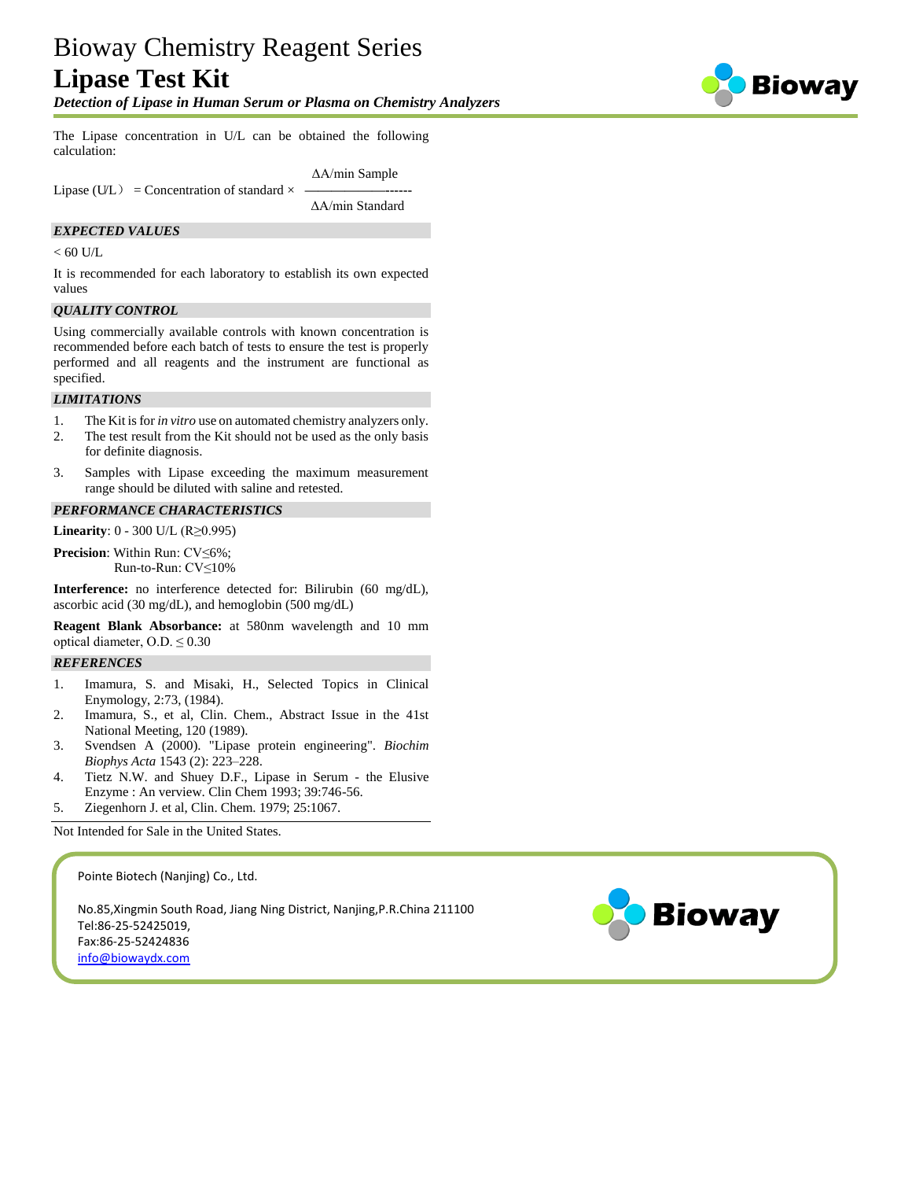The Lipase concentration in U/L can be obtained the following calculation:

$$\text{Lipase (U/L)} = \text{Concentration of standard} \times \frac{\Delta A/\text{min Sample}}{\Delta A/\text{min Standard}}$$

### *EXPECTED VALUES*

< 60 U/L

It is recommended for each laboratory to establish its own expected values

### *QUALITY CONTROL*

Using commercially available controls with known concentration is recommended before each batch of tests to ensure the test is properly performed and all reagents and the instrument are functional as specified.

### *LIMITATIONS*

1. The Kit is for *in vitro* use on automated chemistry analyzers only.
2. The test result from the Kit should not be used as the only basis for definite diagnosis.
3. Samples with Lipase exceeding the maximum measurement range should be diluted with saline and retested.

### *PERFORMANCE CHARACTERISTICS*

**Linearity**: 0 - 300 U/L (R≥0.995)

**Precision**: Within Run: CV≤6%;
Run-to-Run: CV≤10%

**Interference:** no interference detected for: Bilirubin (60 mg/dL), ascorbic acid (30 mg/dL), and hemoglobin (500 mg/dL)

**Reagent Blank Absorbance:** at 580nm wavelength and 10 mm optical diameter, O.D. ≤ 0.30

### *REFERENCES*

1. Imamura, S. and Misaki, H., Selected Topics in Clinical Enymology, 2:73, (1984).
2. Imamura, S., et al, Clin. Chem., Abstract Issue in the 41st National Meeting, 120 (1989).
3. Svendsen A (2000). "Lipase protein engineering". *Biochim Biophys Acta* 1543 (2): 223–228.
4. Tietz N.W. and Shuey D.F., Lipase in Serum - the Elusive Enzyme : An verview. Clin Chem 1993; 39:746-56.
5. Ziegenhorn J. et al, Clin. Chem. 1979; 25:1067.

Not Intended for Sale in the United States.

Pointe Biotech (Nanjing) Co., Ltd.

No.85,Xingmin South Road, Jiang Ning District, Nanjing,P.R.China 211100
Tel:86-25-52425019,
Fax:86-25-52424836
info@biowaydx.com